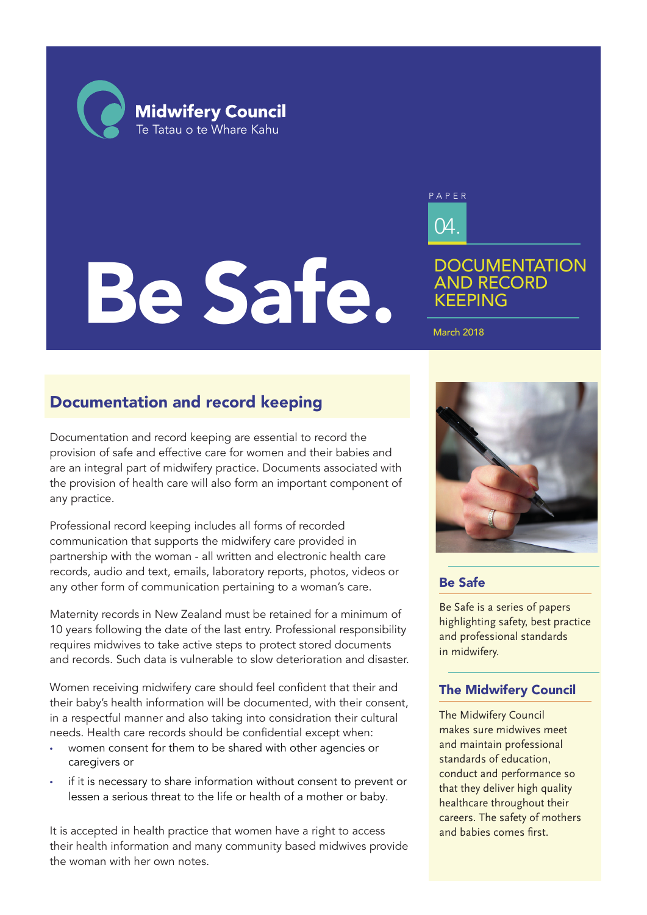Midwifery Council
Te Tatau o te Whare Kahu

# Be Safe.

PAPER 04.

## DOCUMENTATION AND RECORD KEEPING

March 2018

## Documentation and record keeping

Documentation and record keeping are essential to record the provision of safe and effective care for women and their babies and are an integral part of midwifery practice. Documents associated with the provision of health care will also form an important component of any practice.

Professional record keeping includes all forms of recorded communication that supports the midwifery care provided in partnership with the woman - all written and electronic health care records, audio and text, emails, laboratory reports, photos, videos or any other form of communication pertaining to a woman's care.

Maternity records in New Zealand must be retained for a minimum of 10 years following the date of the last entry. Professional responsibility requires midwives to take active steps to protect stored documents and records. Such data is vulnerable to slow deterioration and disaster.

Women receiving midwifery care should feel confident that their and their baby's health information will be documented, with their consent, in a respectful manner and also taking into considration their cultural needs. Health care records should be confidential except when:

- women consent for them to be shared with other agencies or caregivers or
- if it is necessary to share information without consent to prevent or lessen a serious threat to the life or health of a mother or baby.

It is accepted in health practice that women have a right to access their health information and many community based midwives provide the woman with her own notes.

### Be Safe

Be Safe is a series of papers highlighting safety, best practice and professional standards in midwifery.

### The Midwifery Council

The Midwifery Council makes sure midwives meet and maintain professional standards of education, conduct and performance so that they deliver high quality healthcare throughout their careers. The safety of mothers and babies comes first.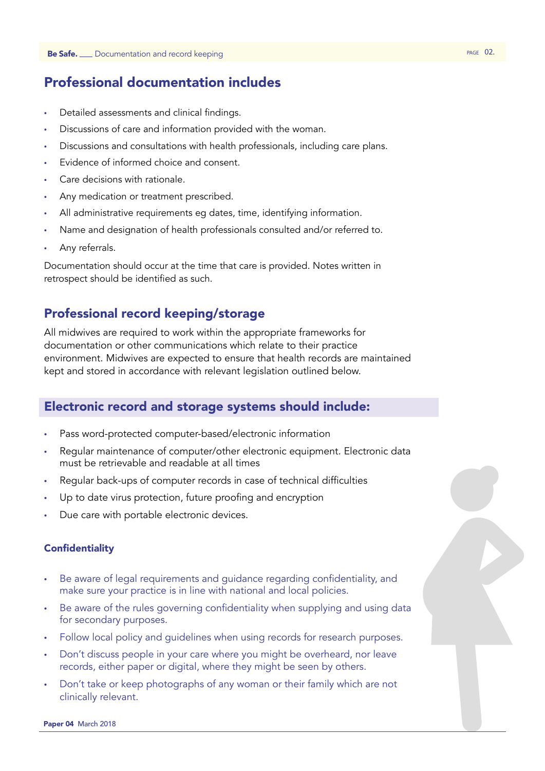## Professional documentation includes

- Detailed assessments and clinical findings.
- Discussions of care and information provided with the woman.
- Discussions and consultations with health professionals, including care plans.
- Evidence of informed choice and consent.
- Care decisions with rationale.
- Any medication or treatment prescribed.
- All administrative requirements eg dates, time, identifying information.
- Name and designation of health professionals consulted and/or referred to.
- Any referrals.

Documentation should occur at the time that care is provided. Notes written in retrospect should be identified as such.

## Professional record keeping/storage

All midwives are required to work within the appropriate frameworks for documentation or other communications which relate to their practice environment. Midwives are expected to ensure that health records are maintained kept and stored in accordance with relevant legislation outlined below.

## Electronic record and storage systems should include:

- Pass word-protected computer-based/electronic information
- Regular maintenance of computer/other electronic equipment. Electronic data must be retrievable and readable at all times
- Regular back-ups of computer records in case of technical difficulties
- Up to date virus protection, future proofing and encryption
- Due care with portable electronic devices.

### Confidentiality

- Be aware of legal requirements and guidance regarding confidentiality, and make sure your practice is in line with national and local policies.
- Be aware of the rules governing confidentiality when supplying and using data for secondary purposes.
- Follow local policy and guidelines when using records for research purposes.
- Don't discuss people in your care where you might be overheard, nor leave records, either paper or digital, where they might be seen by others.
- Don't take or keep photographs of any woman or their family which are not clinically relevant.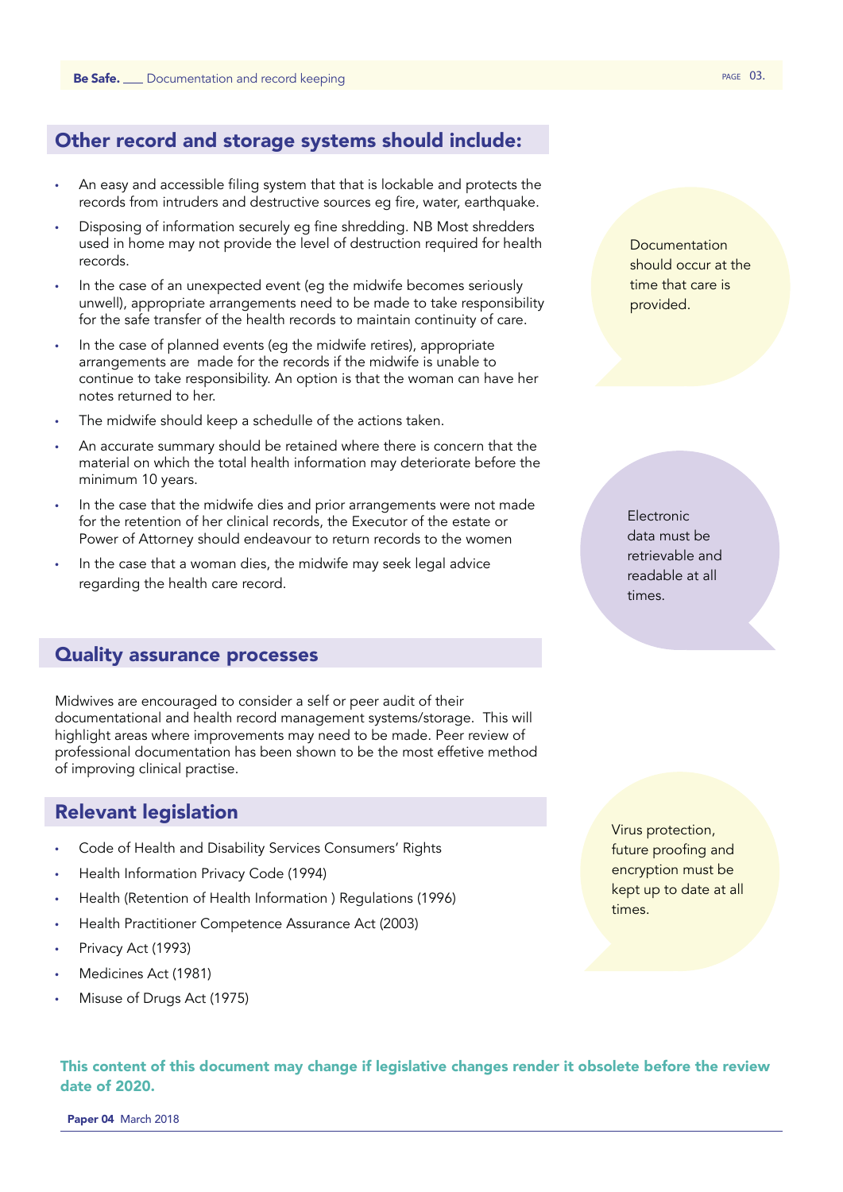## Other record and storage systems should include:

- An easy and accessible filing system that that is lockable and protects the records from intruders and destructive sources eg fire, water, earthquake.
- Disposing of information securely eg fine shredding. NB Most shredders used in home may not provide the level of destruction required for health records.
- In the case of an unexpected event (eg the midwife becomes seriously unwell), appropriate arrangements need to be made to take responsibility for the safe transfer of the health records to maintain continuity of care.
- In the case of planned events (eg the midwife retires), appropriate arrangements are made for the records if the midwife is unable to continue to take responsibility. An option is that the woman can have her notes returned to her.
- The midwife should keep a schedulle of the actions taken.
- An accurate summary should be retained where there is concern that the material on which the total health information may deteriorate before the minimum 10 years.
- In the case that the midwife dies and prior arrangements were not made for the retention of her clinical records, the Executor of the estate or Power of Attorney should endeavour to return records to the women
- In the case that a woman dies, the midwife may seek legal advice regarding the health care record.

Documentation should occur at the time that care is provided.

Electronic data must be retrievable and readable at all times.

## Quality assurance processes

Midwives are encouraged to consider a self or peer audit of their documentational and health record management systems/storage. This will highlight areas where improvements may need to be made. Peer review of professional documentation has been shown to be the most effetive method of improving clinical practise.

## Relevant legislation

- Code of Health and Disability Services Consumers' Rights
- Health Information Privacy Code (1994)
- Health (Retention of Health Information ) Regulations (1996)
- Health Practitioner Competence Assurance Act (2003)
- Privacy Act (1993)
- Medicines Act (1981)
- Misuse of Drugs Act (1975)

Virus protection, future proofing and encryption must be kept up to date at all times.

**This content of this document may change if legislative changes render it obsolete before the review date of 2020.**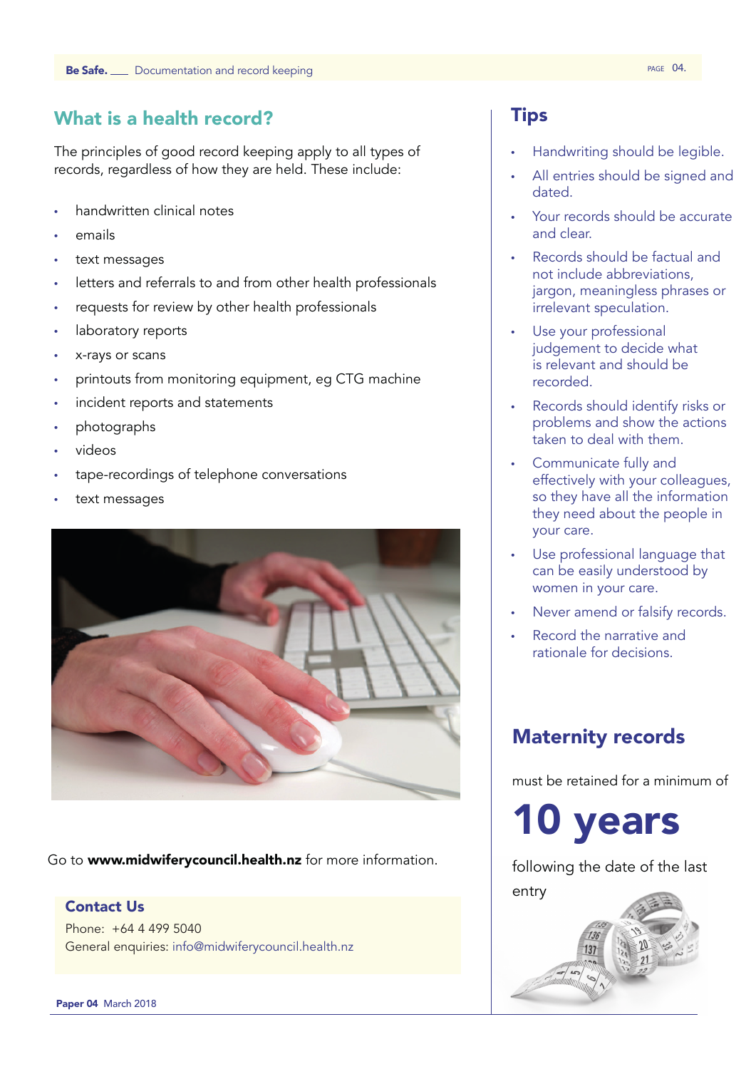## What is a health record?

The principles of good record keeping apply to all types of records, regardless of how they are held. These include:

- handwritten clinical notes
- emails
- text messages
- letters and referrals to and from other health professionals
- requests for review by other health professionals
- laboratory reports
- x-rays or scans
- printouts from monitoring equipment, eg CTG machine
- incident reports and statements
- photographs
- videos
- tape-recordings of telephone conversations
- text messages

Go to **www.midwiferycouncil.health.nz** for more information.

### Contact Us

Phone: +64 4 499 5040
General enquiries: info@midwiferycouncil.health.nz

## Tips

- Handwriting should be legible.
- All entries should be signed and dated.
- Your records should be accurate and clear.
- Records should be factual and not include abbreviations, jargon, meaningless phrases or irrelevant speculation.
- Use your professional judgement to decide what is relevant and should be recorded.
- Records should identify risks or problems and show the actions taken to deal with them.
- Communicate fully and effectively with your colleagues, so they have all the information they need about the people in your care.
- Use professional language that can be easily understood by women in your care.
- Never amend or falsify records.
- Record the narrative and rationale for decisions.

## Maternity records

must be retained for a minimum of

# 10 years

following the date of the last entry